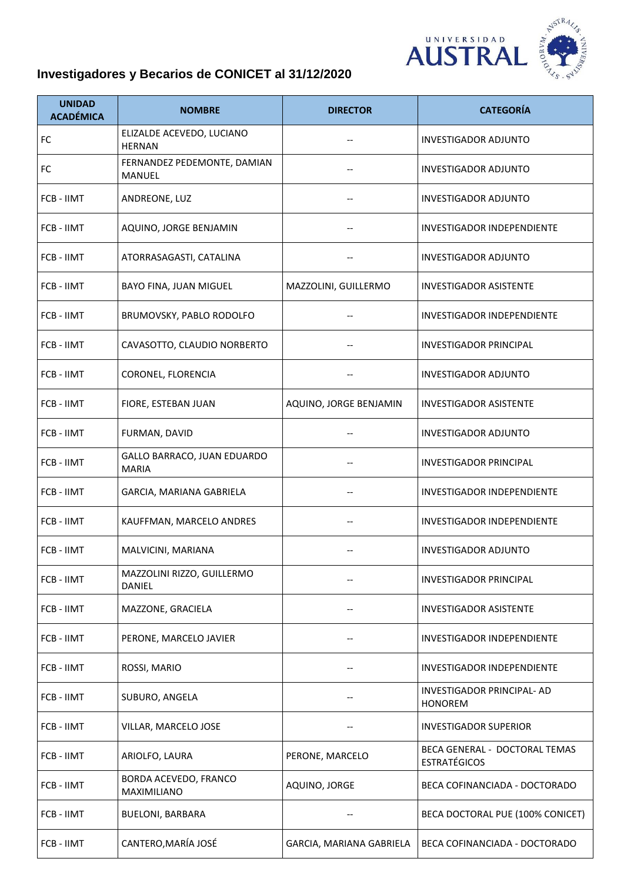## Investigadores y Becarios de CONICET al 31/12/2020

| UNIDAD ACADÉMICA | NOMBRE | DIRECTOR | CATEGORÍA |
|---|---|---|---|
| FC | ELIZALDE ACEVEDO, LUCIANO HERNAN | -- | INVESTIGADOR ADJUNTO |
| FC | FERNANDEZ PEDEMONTE, DAMIAN MANUEL | -- | INVESTIGADOR ADJUNTO |
| FCB - IIMT | ANDREONE, LUZ | -- | INVESTIGADOR ADJUNTO |
| FCB - IIMT | AQUINO, JORGE BENJAMIN | -- | INVESTIGADOR INDEPENDIENTE |
| FCB - IIMT | ATORRASAGASTI, CATALINA | -- | INVESTIGADOR ADJUNTO |
| FCB - IIMT | BAYO FINA, JUAN MIGUEL | MAZZOLINI, GUILLERMO | INVESTIGADOR ASISTENTE |
| FCB - IIMT | BRUMOVSKY, PABLO RODOLFO | -- | INVESTIGADOR INDEPENDIENTE |
| FCB - IIMT | CAVASOTTO, CLAUDIO NORBERTO | -- | INVESTIGADOR PRINCIPAL |
| FCB - IIMT | CORONEL, FLORENCIA | -- | INVESTIGADOR ADJUNTO |
| FCB - IIMT | FIORE, ESTEBAN JUAN | AQUINO, JORGE BENJAMIN | INVESTIGADOR ASISTENTE |
| FCB - IIMT | FURMAN, DAVID | -- | INVESTIGADOR ADJUNTO |
| FCB - IIMT | GALLO BARRACO, JUAN EDUARDO MARIA | -- | INVESTIGADOR PRINCIPAL |
| FCB - IIMT | GARCIA, MARIANA GABRIELA | -- | INVESTIGADOR INDEPENDIENTE |
| FCB - IIMT | KAUFFMAN, MARCELO ANDRES | -- | INVESTIGADOR INDEPENDIENTE |
| FCB - IIMT | MALVICINI, MARIANA | -- | INVESTIGADOR ADJUNTO |
| FCB - IIMT | MAZZOLINI RIZZO, GUILLERMO DANIEL | -- | INVESTIGADOR PRINCIPAL |
| FCB - IIMT | MAZZONE, GRACIELA | -- | INVESTIGADOR ASISTENTE |
| FCB - IIMT | PERONE, MARCELO JAVIER | -- | INVESTIGADOR INDEPENDIENTE |
| FCB - IIMT | ROSSI, MARIO | -- | INVESTIGADOR INDEPENDIENTE |
| FCB - IIMT | SUBURO, ANGELA | -- | INVESTIGADOR PRINCIPAL- AD HONOREM |
| FCB - IIMT | VILLAR, MARCELO JOSE | -- | INVESTIGADOR SUPERIOR |
| FCB - IIMT | ARIOLFO, LAURA | PERONE, MARCELO | BECA GENERAL - DOCTORAL TEMAS ESTRATÉGICOS |
| FCB - IIMT | BORDA ACEVEDO, FRANCO MAXIMILIANO | AQUINO, JORGE | BECA COFINANCIADA - DOCTORADO |
| FCB - IIMT | BUELONI, BARBARA | -- | BECA DOCTORAL PUE (100% CONICET) |
| FCB - IIMT | CANTERO,MARÍA JOSÉ | GARCIA, MARIANA GABRIELA | BECA COFINANCIADA - DOCTORADO |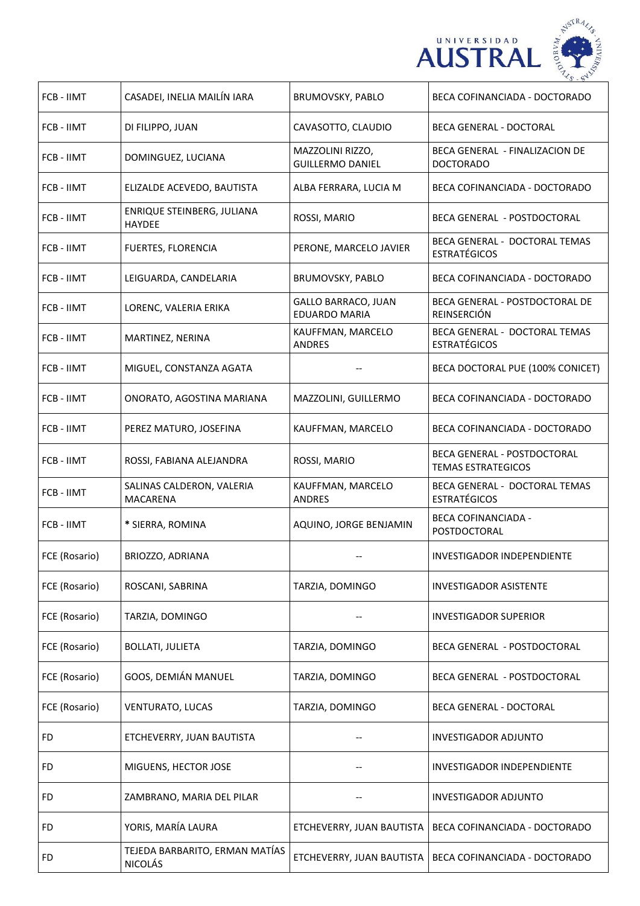| | | | |
|---|---|---|---|
| FCB - IIMT | CASADEI, INELIA MAILÍN IARA | BRUMOVSKY, PABLO | BECA COFINANCIADA - DOCTORADO |
| FCB - IIMT | DI FILIPPO, JUAN | CAVASOTTO, CLAUDIO | BECA GENERAL - DOCTORAL |
| FCB - IIMT | DOMINGUEZ, LUCIANA | MAZZOLINI RIZZO, GUILLERMO DANIEL | BECA GENERAL - FINALIZACION DE DOCTORADO |
| FCB - IIMT | ELIZALDE ACEVEDO, BAUTISTA | ALBA FERRARA, LUCIA M | BECA COFINANCIADA - DOCTORADO |
| FCB - IIMT | ENRIQUE STEINBERG, JULIANA HAYDEE | ROSSI, MARIO | BECA GENERAL - POSTDOCTORAL |
| FCB - IIMT | FUERTES, FLORENCIA | PERONE, MARCELO JAVIER | BECA GENERAL - DOCTORAL TEMAS ESTRATÉGICOS |
| FCB - IIMT | LEIGUARDA, CANDELARIA | BRUMOVSKY, PABLO | BECA COFINANCIADA - DOCTORADO |
| FCB - IIMT | LORENC, VALERIA ERIKA | GALLO BARRACO, JUAN EDUARDO MARIA | BECA GENERAL - POSTDOCTORAL DE REINSERCIÓN |
| FCB - IIMT | MARTINEZ, NERINA | KAUFFMAN, MARCELO ANDRES | BECA GENERAL - DOCTORAL TEMAS ESTRATÉGICOS |
| FCB - IIMT | MIGUEL, CONSTANZA AGATA | -- | BECA DOCTORAL PUE (100% CONICET) |
| FCB - IIMT | ONORATO, AGOSTINA MARIANA | MAZZOLINI, GUILLERMO | BECA COFINANCIADA - DOCTORADO |
| FCB - IIMT | PEREZ MATURO, JOSEFINA | KAUFFMAN, MARCELO | BECA COFINANCIADA - DOCTORADO |
| FCB - IIMT | ROSSI, FABIANA ALEJANDRA | ROSSI, MARIO | BECA GENERAL - POSTDOCTORAL TEMAS ESTRATEGICOS |
| FCB - IIMT | SALINAS CALDERON, VALERIA MACARENA | KAUFFMAN, MARCELO ANDRES | BECA GENERAL - DOCTORAL TEMAS ESTRATÉGICOS |
| FCB - IIMT | * SIERRA, ROMINA | AQUINO, JORGE BENJAMIN | BECA COFINANCIADA - POSTDOCTORAL |
| FCE (Rosario) | BRIOZZO, ADRIANA | -- | INVESTIGADOR INDEPENDIENTE |
| FCE (Rosario) | ROSCANI, SABRINA | TARZIA, DOMINGO | INVESTIGADOR ASISTENTE |
| FCE (Rosario) | TARZIA, DOMINGO | -- | INVESTIGADOR SUPERIOR |
| FCE (Rosario) | BOLLATI, JULIETA | TARZIA, DOMINGO | BECA GENERAL - POSTDOCTORAL |
| FCE (Rosario) | GOOS, DEMIÁN MANUEL | TARZIA, DOMINGO | BECA GENERAL - POSTDOCTORAL |
| FCE (Rosario) | VENTURATO, LUCAS | TARZIA, DOMINGO | BECA GENERAL - DOCTORAL |
| FD | ETCHEVERRY, JUAN BAUTISTA | -- | INVESTIGADOR ADJUNTO |
| FD | MIGUENS, HECTOR JOSE | -- | INVESTIGADOR INDEPENDIENTE |
| FD | ZAMBRANO, MARIA DEL PILAR | -- | INVESTIGADOR ADJUNTO |
| FD | YORIS, MARÍA LAURA | ETCHEVERRY, JUAN BAUTISTA | BECA COFINANCIADA - DOCTORADO |
| FD | TEJEDA BARBARITO, ERMAN MATÍAS NICOLÁS | ETCHEVERRY, JUAN BAUTISTA | BECA COFINANCIADA - DOCTORADO |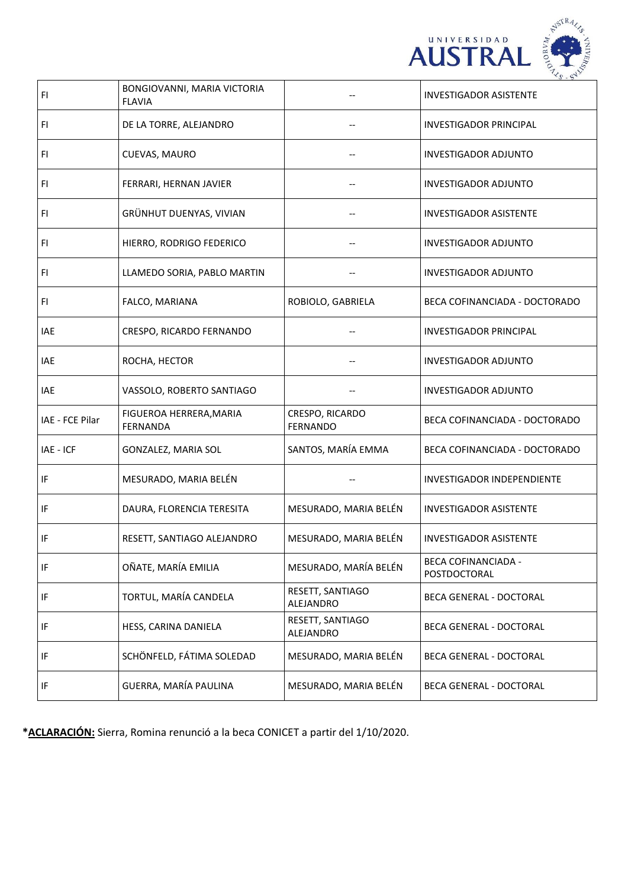| | | | |
|---|---|---|---|
| FI | BONGIOVANNI, MARIA VICTORIA FLAVIA | -- | INVESTIGADOR ASISTENTE |
| FI | DE LA TORRE, ALEJANDRO | -- | INVESTIGADOR PRINCIPAL |
| FI | CUEVAS, MAURO | -- | INVESTIGADOR ADJUNTO |
| FI | FERRARI, HERNAN JAVIER | -- | INVESTIGADOR ADJUNTO |
| FI | GRÜNHUT DUENYAS, VIVIAN | -- | INVESTIGADOR ASISTENTE |
| FI | HIERRO, RODRIGO FEDERICO | -- | INVESTIGADOR ADJUNTO |
| FI | LLAMEDO SORIA, PABLO MARTIN | -- | INVESTIGADOR ADJUNTO |
| FI | FALCO, MARIANA | ROBIOLO, GABRIELA | BECA COFINANCIADA - DOCTORADO |
| IAE | CRESPO, RICARDO FERNANDO | -- | INVESTIGADOR PRINCIPAL |
| IAE | ROCHA, HECTOR | -- | INVESTIGADOR ADJUNTO |
| IAE | VASSOLO, ROBERTO SANTIAGO | -- | INVESTIGADOR ADJUNTO |
| IAE - FCE Pilar | FIGUEROA HERRERA,MARIA FERNANDA | CRESPO, RICARDO FERNANDO | BECA COFINANCIADA - DOCTORADO |
| IAE - ICF | GONZALEZ, MARIA SOL | SANTOS, MARÍA EMMA | BECA COFINANCIADA - DOCTORADO |
| IF | MESURADO, MARIA BELÉN | -- | INVESTIGADOR INDEPENDIENTE |
| IF | DAURA, FLORENCIA TERESITA | MESURADO, MARIA BELÉN | INVESTIGADOR ASISTENTE |
| IF | RESETT, SANTIAGO ALEJANDRO | MESURADO, MARIA BELÉN | INVESTIGADOR ASISTENTE |
| IF | OÑATE, MARÍA EMILIA | MESURADO, MARÍA BELÉN | BECA COFINANCIADA - POSTDOCTORAL |
| IF | TORTUL, MARÍA CANDELA | RESETT, SANTIAGO ALEJANDRO | BECA GENERAL - DOCTORAL |
| IF | HESS, CARINA DANIELA | RESETT, SANTIAGO ALEJANDRO | BECA GENERAL - DOCTORAL |
| IF | SCHÖNFELD, FÁTIMA SOLEDAD | MESURADO, MARIA BELÉN | BECA GENERAL - DOCTORAL |
| IF | GUERRA, MARÍA PAULINA | MESURADO, MARIA BELÉN | BECA GENERAL - DOCTORAL |

***ACLARACIÓN:** Sierra, Romina renunció a la beca CONICET a partir del 1/10/2020.